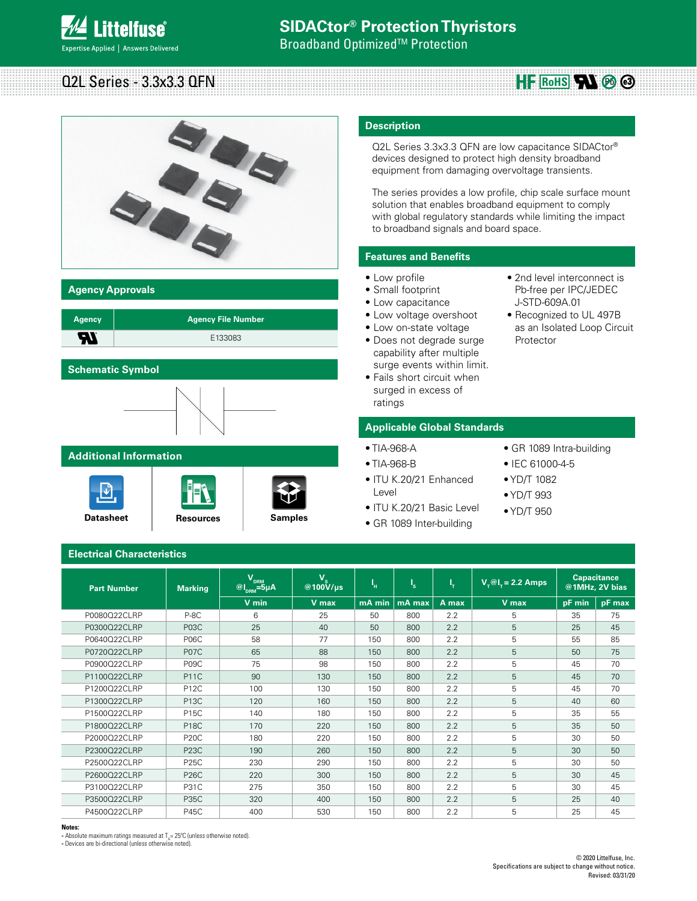# SIDACtor® Protection Thyristors

Broadband Optimized™ Protection

## Q2L Series - 3.3x3.3 QFN

## Description

Q2L Series 3.3x3.3 QFN are low capacitance SIDACtor® devices designed to protect high density broadband equipment from damaging overvoltage transients.

The series provides a low profile, chip scale surface mount solution that enables broadband equipment to comply with global regulatory standards while limiting the impact to broadband signals and board space.

## Features and Benefits

- Low profile
- Small footprint
- Low capacitance
- Low voltage overshoot
- Low on-state voltage
- Does not degrade surge capability after multiple surge events within limit.
- Fails short circuit when surged in excess of ratings
- 2nd level interconnect is Pb-free per IPC/JEDEC J-STD-609A.01
- Recognized to UL 497B as an Isolated Loop Circuit Protector

## Agency Approvals

| Agency | Agency File Number |
| --- | --- |
| UL | E133083 |

## Schematic Symbol

## Applicable Global Standards

- TIA-968-A
- TIA-968-B
- ITU K.20/21 Enhanced Level
- ITU K.20/21 Basic Level
- GR 1089 Inter-building
- GR 1089 Intra-building
- IEC 61000-4-5
- YD/T 1082
- YD/T 993
- YD/T 950

## Additional Information

Datasheet | Resources | Samples

## Electrical Characteristics

| Part Number | Marking | $V_{DRM}$ @$I_{DRM}$=5µA | $V_S$ @100V/µs | $I_H$ | $I_S$ | $I_T$ | $V_T$@$I_T$ = 2.2 Amps | Capacitance @1MHz, 2V bias | |
| --- | --- | --- | --- | --- | --- | --- | --- | --- | --- |
| | | V min | V max | mA min | mA max | A max | V max | pF min | pF max |
| P0080Q22CLRP | P-8C | 6 | 25 | 50 | 800 | 2.2 | 5 | 35 | 75 |
| P0300Q22CLRP | P03C | 25 | 40 | 50 | 800 | 2.2 | 5 | 25 | 45 |
| P0640Q22CLRP | P06C | 58 | 77 | 150 | 800 | 2.2 | 5 | 55 | 85 |
| P0720Q22CLRP | P07C | 65 | 88 | 150 | 800 | 2.2 | 5 | 50 | 75 |
| P0900Q22CLRP | P09C | 75 | 98 | 150 | 800 | 2.2 | 5 | 45 | 70 |
| P1100Q22CLRP | P11C | 90 | 130 | 150 | 800 | 2.2 | 5 | 45 | 70 |
| P1200Q22CLRP | P12C | 100 | 130 | 150 | 800 | 2.2 | 5 | 45 | 70 |
| P1300Q22CLRP | P13C | 120 | 160 | 150 | 800 | 2.2 | 5 | 40 | 60 |
| P1500Q22CLRP | P15C | 140 | 180 | 150 | 800 | 2.2 | 5 | 35 | 55 |
| P1800Q22CLRP | P18C | 170 | 220 | 150 | 800 | 2.2 | 5 | 35 | 50 |
| P2000Q22CLRP | P20C | 180 | 220 | 150 | 800 | 2.2 | 5 | 30 | 50 |
| P2300Q22CLRP | P23C | 190 | 260 | 150 | 800 | 2.2 | 5 | 30 | 50 |
| P2500Q22CLRP | P25C | 230 | 290 | 150 | 800 | 2.2 | 5 | 30 | 50 |
| P2600Q22CLRP | P26C | 220 | 300 | 150 | 800 | 2.2 | 5 | 30 | 45 |
| P3100Q22CLRP | P31C | 275 | 350 | 150 | 800 | 2.2 | 5 | 30 | 45 |
| P3500Q22CLRP | P35C | 320 | 400 | 150 | 800 | 2.2 | 5 | 25 | 40 |
| P4500Q22CLRP | P45C | 400 | 530 | 150 | 800 | 2.2 | 5 | 25 | 45 |

**Notes:**
- Absolute maximum ratings measured at $T_A$= 25°C (unless otherwise noted).
- Devices are bi-directional (unless otherwise noted).

© 2020 Littelfuse, Inc.
Specifications are subject to change without notice.
Revised: 03/31/20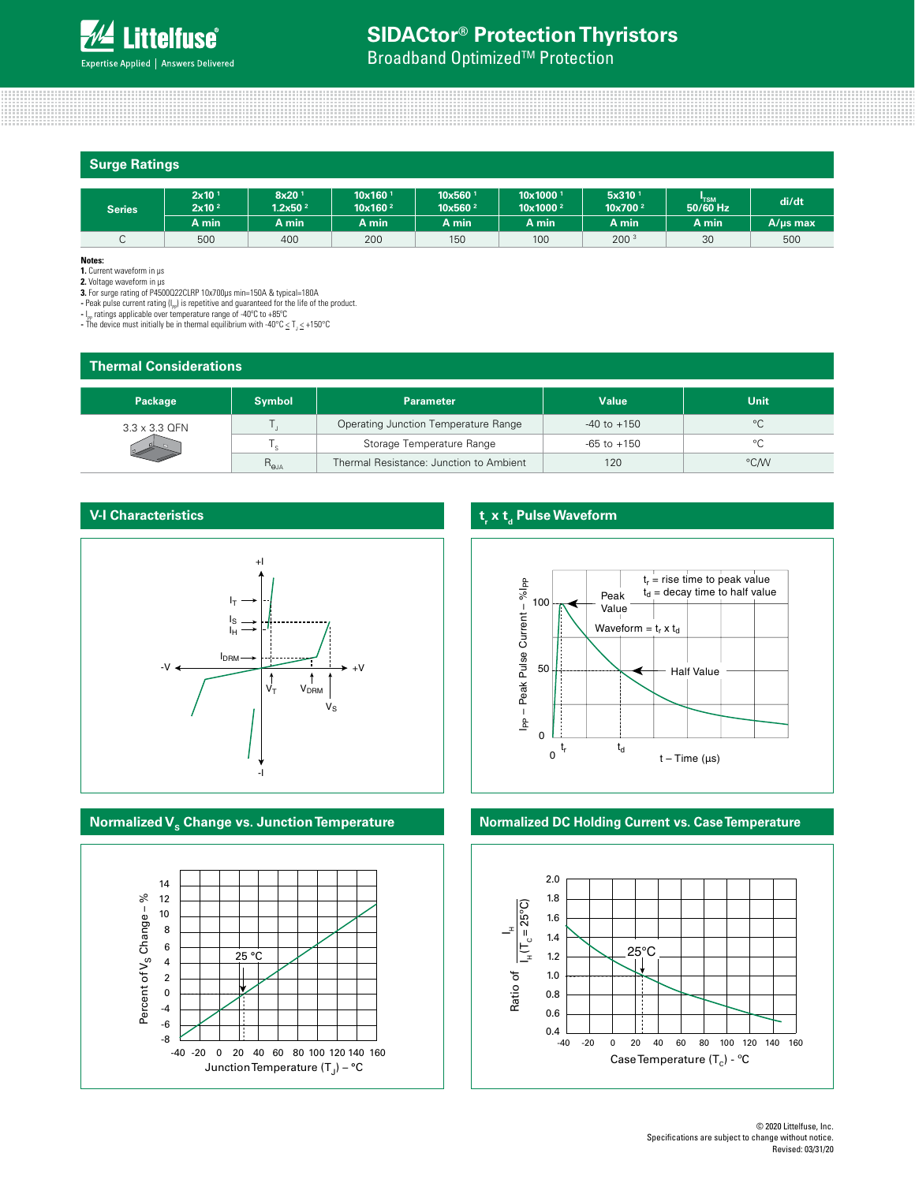## SIDACtor® Protection Thyristors

Broadband Optimized™ Protection

## Surge Ratings

| Series | 2x10 [1] 2x10 [2] | 8x20 [1] 1.2x50 [2] | 10x160 [1] 10x160 [2] | 10x560 [1] 10x560 [2] | 10x1000 [1] 10x1000 [2] | 5x310 [1] 10x700 [2] | $I_{TSM}$ 50/60 Hz | di/dt |
|---|---|---|---|---|---|---|---|---|
| | A min | A min | A min | A min | A min | A min | A min | A/μs max |
| C | 500 | 400 | 200 | 150 | 100 | 200 [3] | 30 | 500 |

**Notes:**

**1.** Current waveform in μs

**2.** Voltage waveform in μs

**3.** For surge rating of P4500Q22CLRP 10x700μs min=150A & typical=180A

- Peak pulse current rating ($I_{PP}$) is repetitive and guaranteed for the life of the product.
- $I_{PP}$ ratings applicable over temperature range of -40°C to +85°C
- The device must initially be in thermal equilibrium with -40°C ≤ $T_J$ ≤ +150°C

## Thermal Considerations

| Package | Symbol | Parameter | Value | Unit |
|---|---|---|---|---|
| 3.3 x 3.3 QFN | $T_J$ | Operating Junction Temperature Range | -40 to +150 | °C |
| | $T_S$ | Storage Temperature Range | -65 to +150 | °C |
| | $R_{\theta JA}$ | Thermal Resistance: Junction to Ambient | 120 | °C/W |

## V-I Characteristics

## $t_r$ x $t_d$ Pulse Waveform

## Normalized $V_S$ Change vs. Junction Temperature

## Normalized DC Holding Current vs. Case Temperature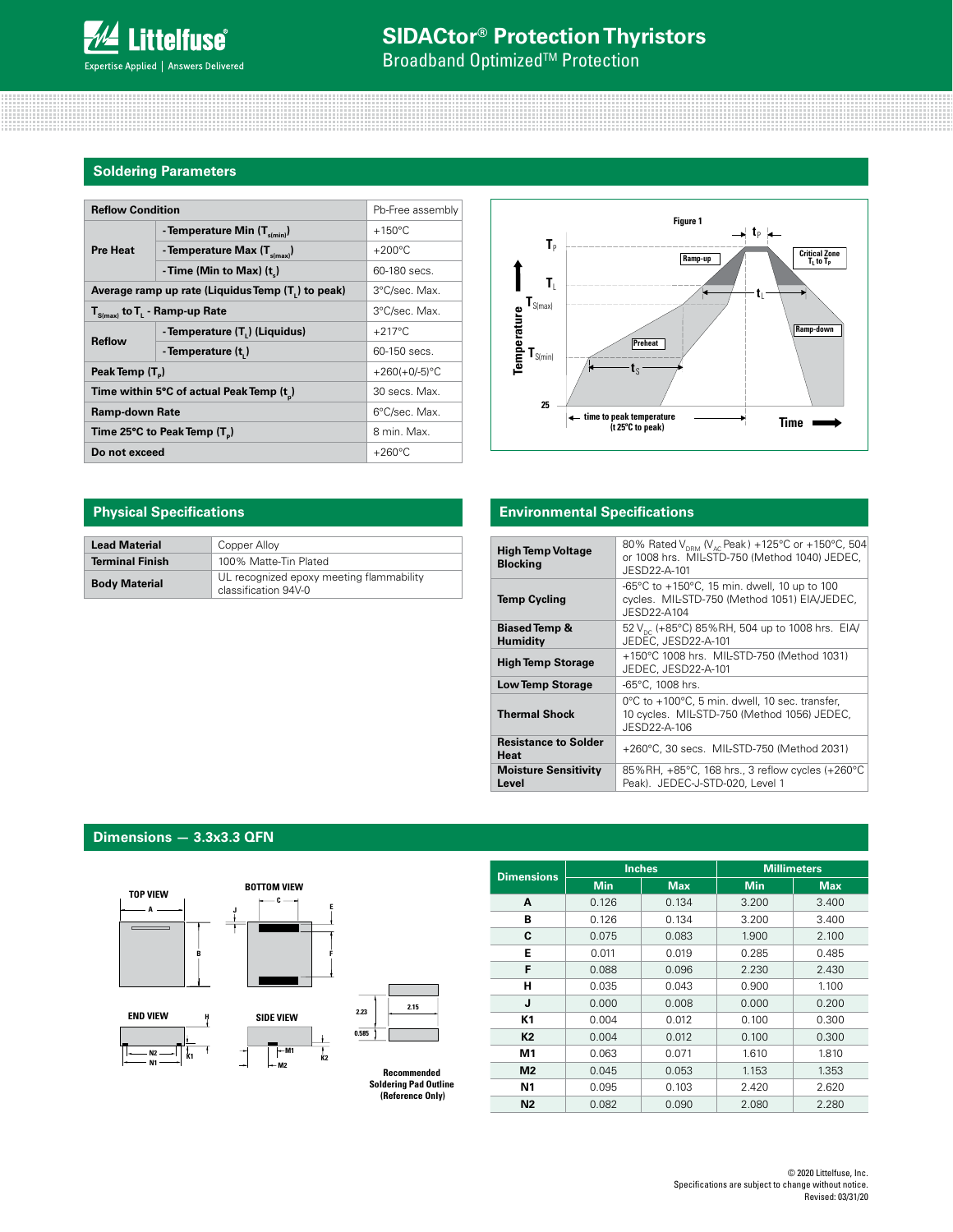# SIDACtor® Protection Thyristors

Broadband Optimized™ Protection

## Soldering Parameters

| Reflow Condition | | Pb-Free assembly |
|---|---|---|
| Pre Heat | - Temperature Min ($T_{s(min)}$) | +150°C |
| | - Temperature Max ($T_{s(max)}$) | +200°C |
| | - Time (Min to Max) ($t_s$) | 60-180 secs. |
| Average ramp up rate (Liquidus Temp ($T_L$) to peak) | | 3°C/sec. Max. |
| $T_{S(max)}$ to $T_L$ - Ramp-up Rate | | 3°C/sec. Max. |
| Reflow | - Temperature ($T_L$) (Liquidus) | +217°C |
| | - Temperature ($t_L$) | 60-150 secs. |
| Peak Temp ($T_P$) | | +260(+0/-5)°C |
| Time within 5°C of actual Peak Temp ($t_p$) | | 30 secs. Max. |
| Ramp-down Rate | | 6°C/sec. Max. |
| Time 25°C to Peak Temp ($T_P$) | | 8 min. Max. |
| Do not exceed | | +260°C |

Figure 1

## Physical Specifications

| | |
|---|---|
| **Lead Material** | Copper Alloy |
| **Terminal Finish** | 100% Matte-Tin Plated |
| **Body Material** | UL recognized epoxy meeting flammability classification 94V-0 |

## Environmental Specifications

| | |
|---|---|
| **High Temp Voltage Blocking** | 80% Rated $V_{DRM}$ ($V_{AC}$ Peak) +125°C or +150°C, 504 or 1008 hrs. MIL-STD-750 (Method 1040) JEDEC, JESD22-A-101 |
| **Temp Cycling** | -65°C to +150°C, 15 min. dwell, 10 up to 100 cycles. MIL-STD-750 (Method 1051) EIA/JEDEC, JESD22-A104 |
| **Biased Temp & Humidity** | 52 $V_{DC}$ (+85°C) 85%RH, 504 up to 1008 hrs. EIA/ JEDEC, JESD22-A-101 |
| **High Temp Storage** | +150°C 1008 hrs. MIL-STD-750 (Method 1031) JEDEC, JESD22-A-101 |
| **Low Temp Storage** | -65°C, 1008 hrs. |
| **Thermal Shock** | 0°C to +100°C, 5 min. dwell, 10 sec. transfer, 10 cycles. MIL-STD-750 (Method 1056) JEDEC, JESD22-A-106 |
| **Resistance to Solder Heat** | +260°C, 30 secs. MIL-STD-750 (Method 2031) |
| **Moisture Sensitivity Level** | 85%RH, +85°C, 168 hrs., 3 reflow cycles (+260°C Peak). JEDEC-J-STD-020, Level 1 |

## Dimensions — 3.3x3.3 QFN

Recommended Soldering Pad Outline (Reference Only)

| Dimensions | Inches | | Millimeters | |
|---|---|---|---|---|
| | Min | Max | Min | Max |
| A | 0.126 | 0.134 | 3.200 | 3.400 |
| B | 0.126 | 0.134 | 3.200 | 3.400 |
| C | 0.075 | 0.083 | 1.900 | 2.100 |
| E | 0.011 | 0.019 | 0.285 | 0.485 |
| F | 0.088 | 0.096 | 2.230 | 2.430 |
| H | 0.035 | 0.043 | 0.900 | 1.100 |
| J | 0.000 | 0.008 | 0.000 | 0.200 |
| K1 | 0.004 | 0.012 | 0.100 | 0.300 |
| K2 | 0.004 | 0.012 | 0.100 | 0.300 |
| M1 | 0.063 | 0.071 | 1.610 | 1.810 |
| M2 | 0.045 | 0.053 | 1.153 | 1.353 |
| N1 | 0.095 | 0.103 | 2.420 | 2.620 |
| N2 | 0.082 | 0.090 | 2.080 | 2.280 |

© 2020 Littelfuse, Inc.
Specifications are subject to change without notice.
Revised: 03/31/20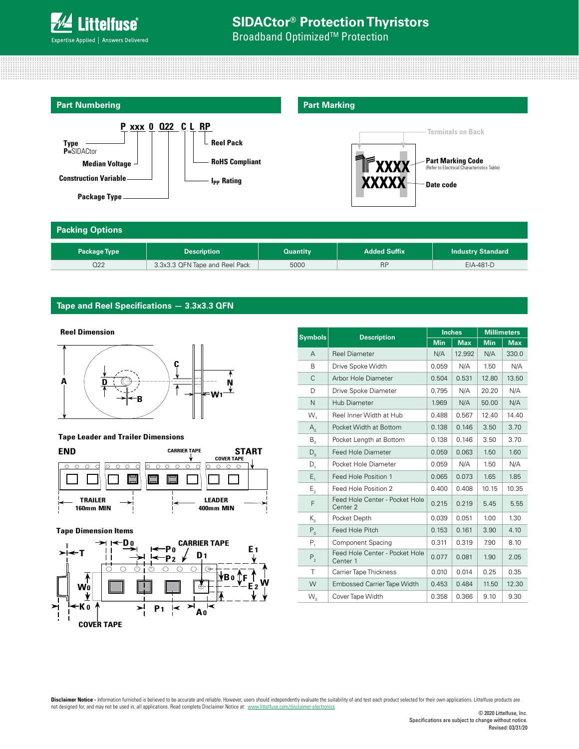## Part Numbering

P xxx 0 Q22 C L RP

- Type: P=SIDACtor
- Median Voltage
- Construction Variable
- Package Type
- Reel Pack
- RoHS Compliant
- $I_{PP}$ Rating

## Part Marking

Terminals on Back

XXXX
XXXXX

- Part Marking Code (Refer to Electrical Characteristics Table)
- Date code

## Packing Options

| Package Type | Description | Quantity | Added Suffix | Industry Standard |
|---|---|---|---|---|
| Q22 | 3.3x3.3 QFN Tape and Reel Pack | 5000 | RP | EIA-481-D |

## Tape and Reel Specifications — 3.3x3.3 QFN

**Reel Dimension**

A D C N B W1

**Tape Leader and Trailer Dimensions**

END CARRIER TAPE START COVER TAPE

TRAILER 160mm MIN

LEADER 400mm MIN

**Tape Dimension Items**

T D0 P0 P2 CARRIER TAPE D1 E1 W0 B0 F E2 W K0 P1 A0 COVER TAPE

| Symbols | Description | Inches | | Millimeters | |
|---|---|---|---|---|---|
| | | Min | Max | Min | Max |
| A | Reel Diameter | N/A | 12.992 | N/A | 330.0 |
| B | Drive Spoke Width | 0.059 | N/A | 1.50 | N/A |
| C | Arbor Hole Diameter | 0.504 | 0.531 | 12.80 | 13.50 |
| D | Drive Spoke Diameter | 0.795 | N/A | 20.20 | N/A |
| N | Hub Diameter | 1.969 | N/A | 50.00 | N/A |
| $W_1$ | Reel Inner Width at Hub | 0.488 | 0.567 | 12.40 | 14.40 |
| $A_0$ | Pocket Width at Bottom | 0.138 | 0.146 | 3.50 | 3.70 |
| $B_0$ | Pocket Length at Bottom | 0.138 | 0.146 | 3.50 | 3.70 |
| $D_0$ | Feed Hole Diameter | 0.059 | 0.063 | 1.50 | 1.60 |
| $D_1$ | Pocket Hole Diameter | 0.059 | N/A | 1.50 | N/A |
| $E_1$ | Feed Hole Position 1 | 0.065 | 0.073 | 1.65 | 1.85 |
| $E_2$ | Feed Hole Position 2 | 0.400 | 0.408 | 10.15 | 10.35 |
| F | Feed Hole Center - Pocket Hole Center 2 | 0.215 | 0.219 | 5.45 | 5.55 |
| $K_0$ | Pocket Depth | 0.039 | 0.051 | 1.00 | 1.30 |
| $P_0$ | Feed Hole Pitch | 0.153 | 0.161 | 3.90 | 4.10 |
| $P_1$ | Component Spacing | 0.311 | 0.319 | 7.90 | 8.10 |
| $P_2$ | Feed Hole Center - Pocket Hole Center 1 | 0.077 | 0.081 | 1.90 | 2.05 |
| T | Carrier Tape Thickness | 0.010 | 0.014 | 0.25 | 0.35 |
| W | Embossed Carrier Tape Width | 0.453 | 0.484 | 11.50 | 12.30 |
| $W_0$ | Cover Tape Width | 0.358 | 0.366 | 9.10 | 9.30 |

**Disclaimer Notice -** Information furnished is believed to be accurate and reliable. However, users should independently evaluate the suitability of and test each product selected for their own applications. Littelfuse products are not designed for, and may not be used in, all applications. Read complete Disclaimer Notice at: www.littelfuse.com/disclaimer-electronics.

© 2020 Littelfuse, Inc.
Specifications are subject to change without notice.
Revised: 03/31/20